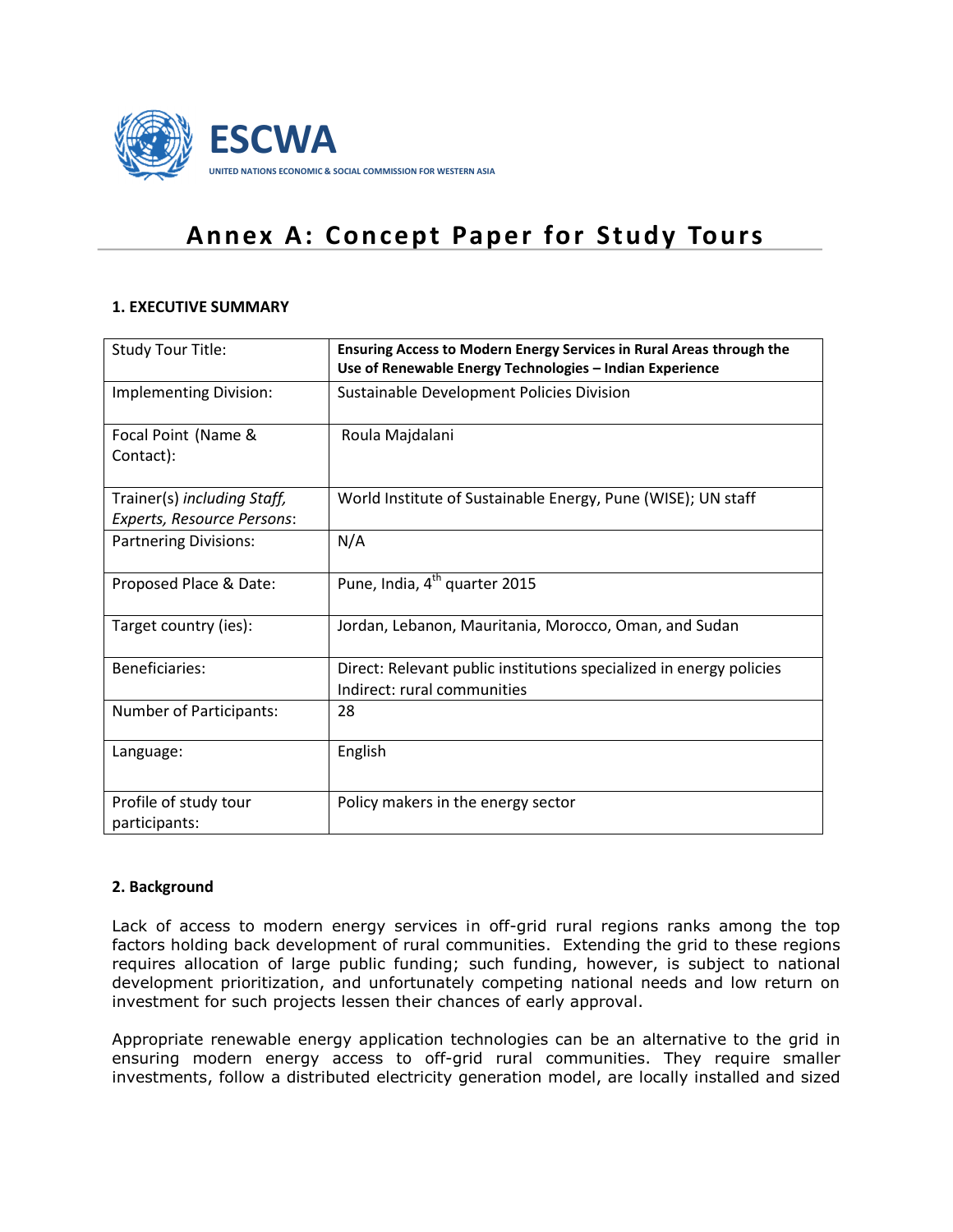ESCWA

UNITED NATIONS ECONOMIC & SOCIAL COMMISSION FOR WESTERN ASIA

# Annex A: Concept Paper for Study Tours

### 1. EXECUTIVE SUMMARY

| | |
|---|---|
| Study Tour Title: | **Ensuring Access to Modern Energy Services in Rural Areas through the Use of Renewable Energy Technologies – Indian Experience** |
| Implementing Division: | Sustainable Development Policies Division |
| Focal Point (Name & Contact): | Roula Majdalani |
| Trainer(s) *including Staff, Experts, Resource Persons*: | World Institute of Sustainable Energy, Pune (WISE); UN staff |
| Partnering Divisions: | N/A |
| Proposed Place & Date: | Pune, India, 4th quarter 2015 |
| Target country (ies): | Jordan, Lebanon, Mauritania, Morocco, Oman, and Sudan |
| Beneficiaries: | Direct: Relevant public institutions specialized in energy policies<br>Indirect: rural communities |
| Number of Participants: | 28 |
| Language: | English |
| Profile of study tour participants: | Policy makers in the energy sector |

### 2. Background

Lack of access to modern energy services in off-grid rural regions ranks among the top factors holding back development of rural communities. Extending the grid to these regions requires allocation of large public funding; such funding, however, is subject to national development prioritization, and unfortunately competing national needs and low return on investment for such projects lessen their chances of early approval.

Appropriate renewable energy application technologies can be an alternative to the grid in ensuring modern energy access to off-grid rural communities. They require smaller investments, follow a distributed electricity generation model, are locally installed and sized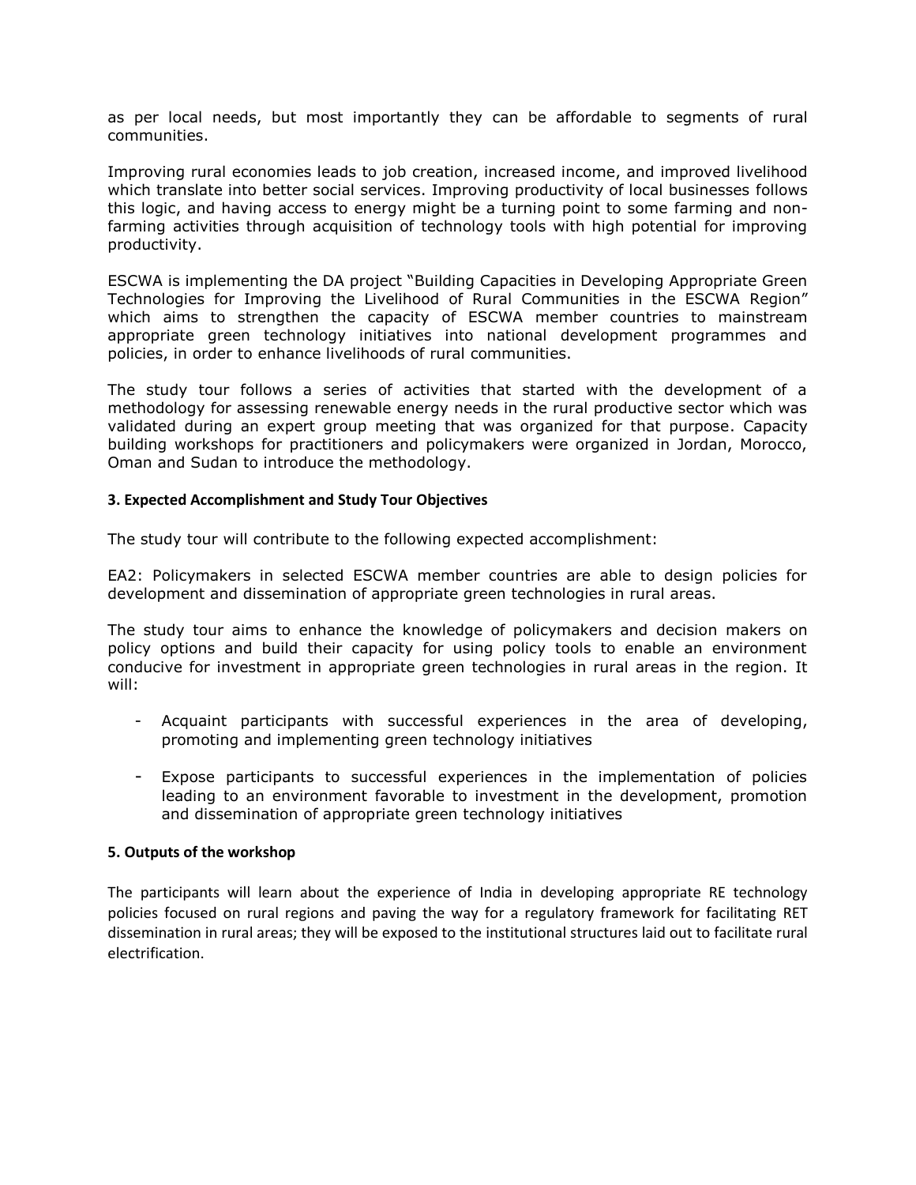as per local needs, but most importantly they can be affordable to segments of rural communities.

Improving rural economies leads to job creation, increased income, and improved livelihood which translate into better social services. Improving productivity of local businesses follows this logic, and having access to energy might be a turning point to some farming and non-farming activities through acquisition of technology tools with high potential for improving productivity.

ESCWA is implementing the DA project "Building Capacities in Developing Appropriate Green Technologies for Improving the Livelihood of Rural Communities in the ESCWA Region" which aims to strengthen the capacity of ESCWA member countries to mainstream appropriate green technology initiatives into national development programmes and policies, in order to enhance livelihoods of rural communities.

The study tour follows a series of activities that started with the development of a methodology for assessing renewable energy needs in the rural productive sector which was validated during an expert group meeting that was organized for that purpose. Capacity building workshops for practitioners and policymakers were organized in Jordan, Morocco, Oman and Sudan to introduce the methodology.

### 3. Expected Accomplishment and Study Tour Objectives

The study tour will contribute to the following expected accomplishment:

EA2: Policymakers in selected ESCWA member countries are able to design policies for development and dissemination of appropriate green technologies in rural areas.

The study tour aims to enhance the knowledge of policymakers and decision makers on policy options and build their capacity for using policy tools to enable an environment conducive for investment in appropriate green technologies in rural areas in the region. It will:

- Acquaint participants with successful experiences in the area of developing, promoting and implementing green technology initiatives
- Expose participants to successful experiences in the implementation of policies leading to an environment favorable to investment in the development, promotion and dissemination of appropriate green technology initiatives

### 5. Outputs of the workshop

The participants will learn about the experience of India in developing appropriate RE technology policies focused on rural regions and paving the way for a regulatory framework for facilitating RET dissemination in rural areas; they will be exposed to the institutional structures laid out to facilitate rural electrification.